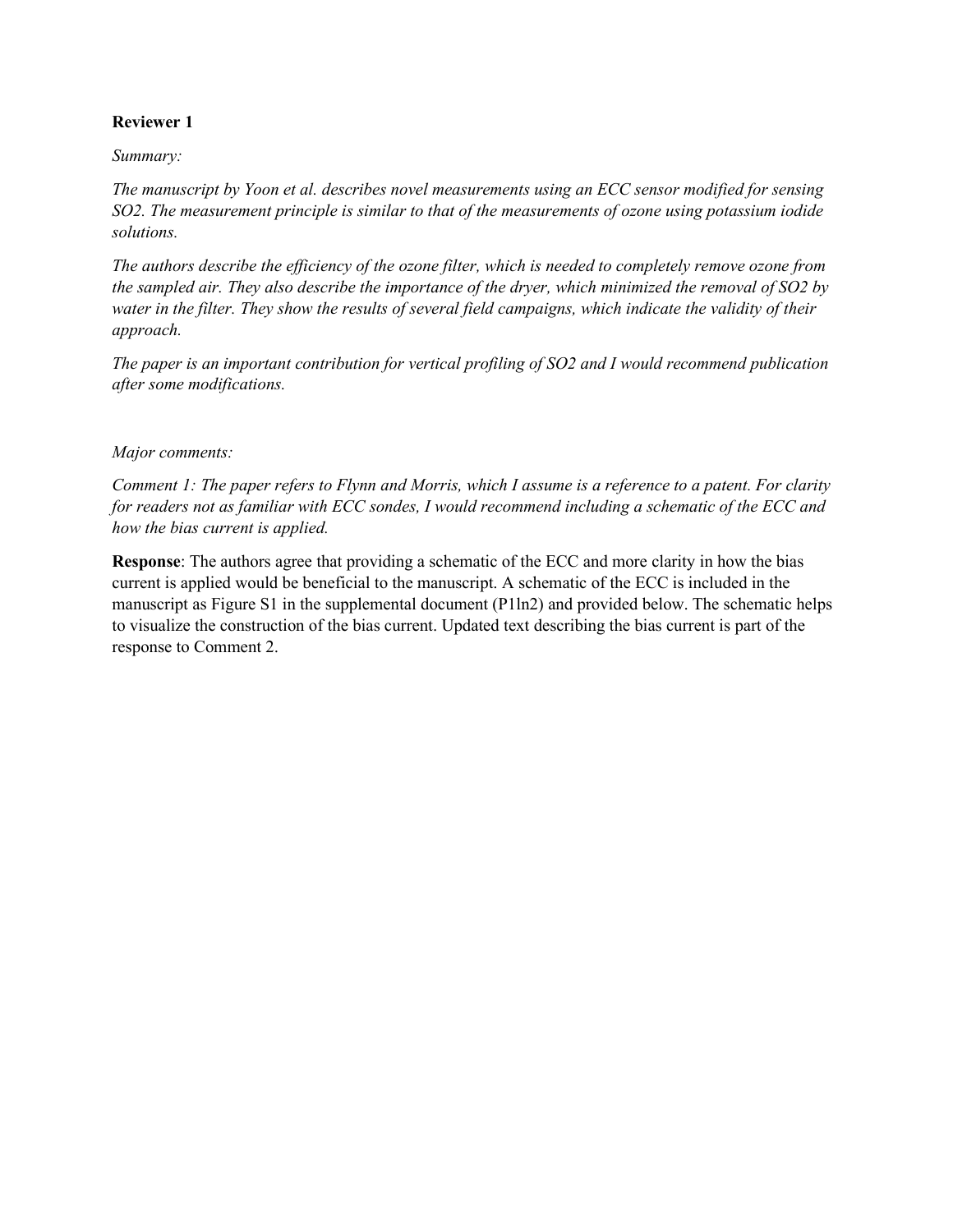**Reviewer 1**

*Summary:*

*The manuscript by Yoon et al. describes novel measurements using an ECC sensor modified for sensing SO2. The measurement principle is similar to that of the measurements of ozone using potassium iodide solutions.*

*The authors describe the efficiency of the ozone filter, which is needed to completely remove ozone from the sampled air. They also describe the importance of the dryer, which minimized the removal of SO2 by water in the filter. They show the results of several field campaigns, which indicate the validity of their approach.*

*The paper is an important contribution for vertical profiling of SO2 and I would recommend publication after some modifications.*

*Major comments:*

*Comment 1: The paper refers to Flynn and Morris, which I assume is a reference to a patent. For clarity for readers not as familiar with ECC sondes, I would recommend including a schematic of the ECC and how the bias current is applied.*

**Response**: The authors agree that providing a schematic of the ECC and more clarity in how the bias current is applied would be beneficial to the manuscript. A schematic of the ECC is included in the manuscript as Figure S1 in the supplemental document (P1ln2) and provided below. The schematic helps to visualize the construction of the bias current. Updated text describing the bias current is part of the response to Comment 2.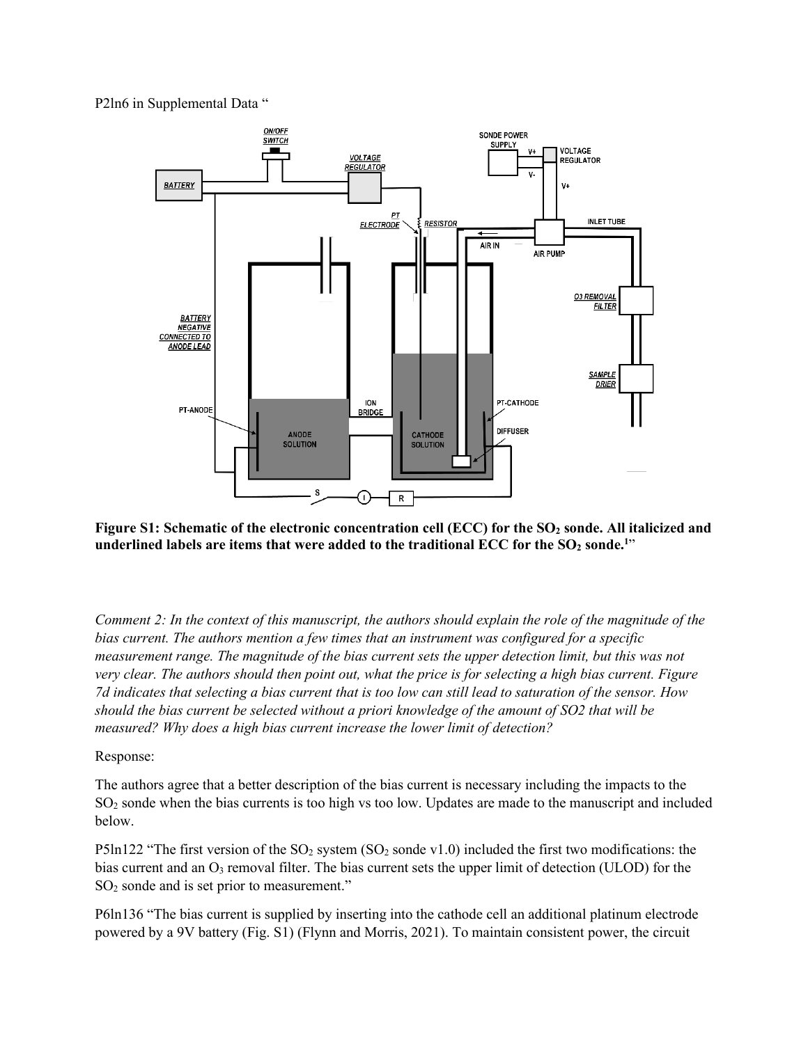P2ln6 in Supplemental Data "

**Figure S1: Schematic of the electronic concentration cell (ECC) for the $SO_2$ sonde. All italicized and underlined labels are items that were added to the traditional ECC for the $SO_2$ sonde.[1]"**

*Comment 2: In the context of this manuscript, the authors should explain the role of the magnitude of the bias current. The authors mention a few times that an instrument was configured for a specific measurement range. The magnitude of the bias current sets the upper detection limit, but this was not very clear. The authors should then point out, what the price is for selecting a high bias current. Figure 7d indicates that selecting a bias current that is too low can still lead to saturation of the sensor. How should the bias current be selected without a priori knowledge of the amount of SO2 that will be measured? Why does a high bias current increase the lower limit of detection?*

Response:

The authors agree that a better description of the bias current is necessary including the impacts to the $SO_2$ sonde when the bias currents is too high vs too low. Updates are made to the manuscript and included below.

P5ln122 "The first version of the $SO_2$ system ($SO_2$ sonde v1.0) included the first two modifications: the bias current and an $O_3$ removal filter. The bias current sets the upper limit of detection (ULOD) for the $SO_2$ sonde and is set prior to measurement."

P6ln136 "The bias current is supplied by inserting into the cathode cell an additional platinum electrode powered by a 9V battery (Fig. S1) (Flynn and Morris, 2021). To maintain consistent power, the circuit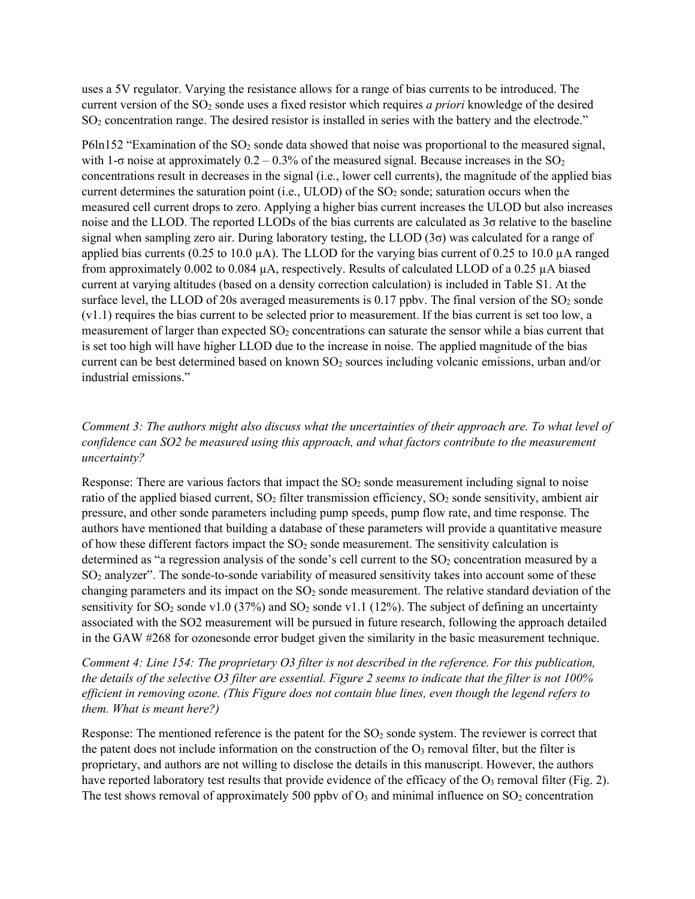uses a 5V regulator. Varying the resistance allows for a range of bias currents to be introduced. The current version of the $SO_2$ sonde uses a fixed resistor which requires *a priori* knowledge of the desired $SO_2$ concentration range. The desired resistor is installed in series with the battery and the electrode."

P6ln152 "Examination of the $SO_2$ sonde data showed that noise was proportional to the measured signal, with 1-σ noise at approximately 0.2 – 0.3% of the measured signal. Because increases in the $SO_2$ concentrations result in decreases in the signal (i.e., lower cell currents), the magnitude of the applied bias current determines the saturation point (i.e., ULOD) of the $SO_2$ sonde; saturation occurs when the measured cell current drops to zero. Applying a higher bias current increases the ULOD but also increases noise and the LLOD. The reported LLODs of the bias currents are calculated as 3σ relative to the baseline signal when sampling zero air. During laboratory testing, the LLOD (3σ) was calculated for a range of applied bias currents (0.25 to 10.0 µA). The LLOD for the varying bias current of 0.25 to 10.0 µA ranged from approximately 0.002 to 0.084 µA, respectively. Results of calculated LLOD of a 0.25 µA biased current at varying altitudes (based on a density correction calculation) is included in Table S1. At the surface level, the LLOD of 20s averaged measurements is 0.17 ppbv. The final version of the $SO_2$ sonde (v1.1) requires the bias current to be selected prior to measurement. If the bias current is set too low, a measurement of larger than expected $SO_2$ concentrations can saturate the sensor while a bias current that is set too high will have higher LLOD due to the increase in noise. The applied magnitude of the bias current can be best determined based on known $SO_2$ sources including volcanic emissions, urban and/or industrial emissions."

*Comment 3: The authors might also discuss what the uncertainties of their approach are. To what level of confidence can SO2 be measured using this approach, and what factors contribute to the measurement uncertainty?*

Response: There are various factors that impact the $SO_2$ sonde measurement including signal to noise ratio of the applied biased current, $SO_2$ filter transmission efficiency, $SO_2$ sonde sensitivity, ambient air pressure, and other sonde parameters including pump speeds, pump flow rate, and time response. The authors have mentioned that building a database of these parameters will provide a quantitative measure of how these different factors impact the $SO_2$ sonde measurement. The sensitivity calculation is determined as "a regression analysis of the sonde's cell current to the $SO_2$ concentration measured by a $SO_2$ analyzer". The sonde-to-sonde variability of measured sensitivity takes into account some of these changing parameters and its impact on the $SO_2$ sonde measurement. The relative standard deviation of the sensitivity for $SO_2$ sonde v1.0 (37%) and $SO_2$ sonde v1.1 (12%). The subject of defining an uncertainty associated with the SO2 measurement will be pursued in future research, following the approach detailed in the GAW #268 for ozonesonde error budget given the similarity in the basic measurement technique.

*Comment 4: Line 154: The proprietary O3 filter is not described in the reference. For this publication, the details of the selective O3 filter are essential. Figure 2 seems to indicate that the filter is not 100% efficient in removing ozone. (This Figure does not contain blue lines, even though the legend refers to them. What is meant here?)*

Response: The mentioned reference is the patent for the $SO_2$ sonde system. The reviewer is correct that the patent does not include information on the construction of the $O_3$ removal filter, but the filter is proprietary, and authors are not willing to disclose the details in this manuscript. However, the authors have reported laboratory test results that provide evidence of the efficacy of the $O_3$ removal filter (Fig. 2). The test shows removal of approximately 500 ppbv of $O_3$ and minimal influence on $SO_2$ concentration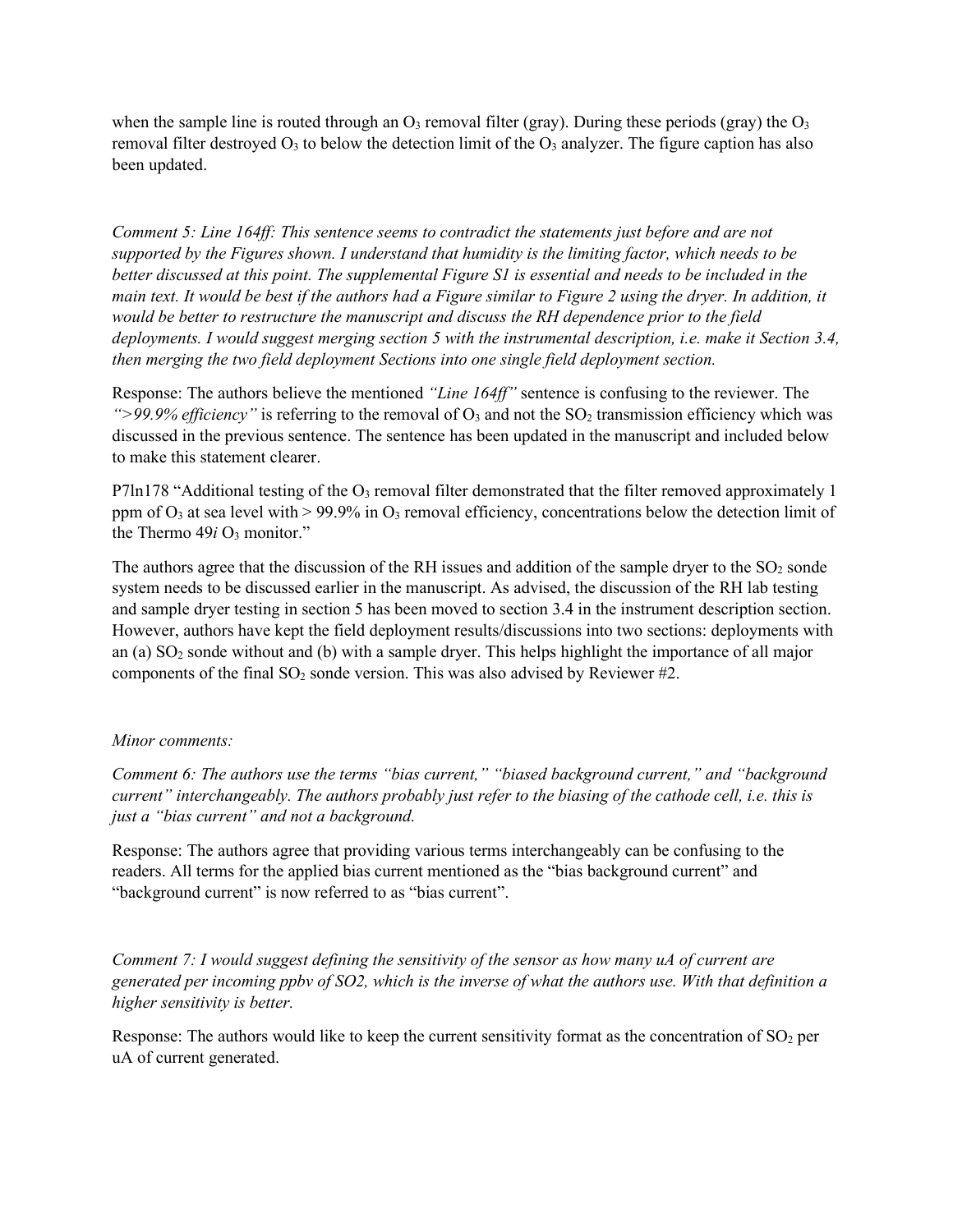when the sample line is routed through an $O_3$ removal filter (gray). During these periods (gray) the $O_3$ removal filter destroyed $O_3$ to below the detection limit of the $O_3$ analyzer. The figure caption has also been updated.

*Comment 5: Line 164ff: This sentence seems to contradict the statements just before and are not supported by the Figures shown. I understand that humidity is the limiting factor, which needs to be better discussed at this point. The supplemental Figure S1 is essential and needs to be included in the main text. It would be best if the authors had a Figure similar to Figure 2 using the dryer. In addition, it would be better to restructure the manuscript and discuss the RH dependence prior to the field deployments. I would suggest merging section 5 with the instrumental description, i.e. make it Section 3.4, then merging the two field deployment Sections into one single field deployment section.*

Response: The authors believe the mentioned *"Line 164ff"* sentence is confusing to the reviewer. The *">99.9% efficiency"* is referring to the removal of $O_3$ and not the $SO_2$ transmission efficiency which was discussed in the previous sentence. The sentence has been updated in the manuscript and included below to make this statement clearer.

P7ln178 "Additional testing of the $O_3$ removal filter demonstrated that the filter removed approximately 1 ppm of $O_3$ at sea level with > 99.9% in $O_3$ removal efficiency, concentrations below the detection limit of the Thermo 49*i* $O_3$ monitor."

The authors agree that the discussion of the RH issues and addition of the sample dryer to the $SO_2$ sonde system needs to be discussed earlier in the manuscript. As advised, the discussion of the RH lab testing and sample dryer testing in section 5 has been moved to section 3.4 in the instrument description section. However, authors have kept the field deployment results/discussions into two sections: deployments with an (a) $SO_2$ sonde without and (b) with a sample dryer. This helps highlight the importance of all major components of the final $SO_2$ sonde version. This was also advised by Reviewer #2.

*Minor comments:*

*Comment 6: The authors use the terms "bias current," "biased background current," and "background current" interchangeably. The authors probably just refer to the biasing of the cathode cell, i.e. this is just a "bias current" and not a background.*

Response: The authors agree that providing various terms interchangeably can be confusing to the readers. All terms for the applied bias current mentioned as the "bias background current" and "background current" is now referred to as "bias current".

*Comment 7: I would suggest defining the sensitivity of the sensor as how many uA of current are generated per incoming ppbv of SO2, which is the inverse of what the authors use. With that definition a higher sensitivity is better.*

Response: The authors would like to keep the current sensitivity format as the concentration of $SO_2$ per uA of current generated.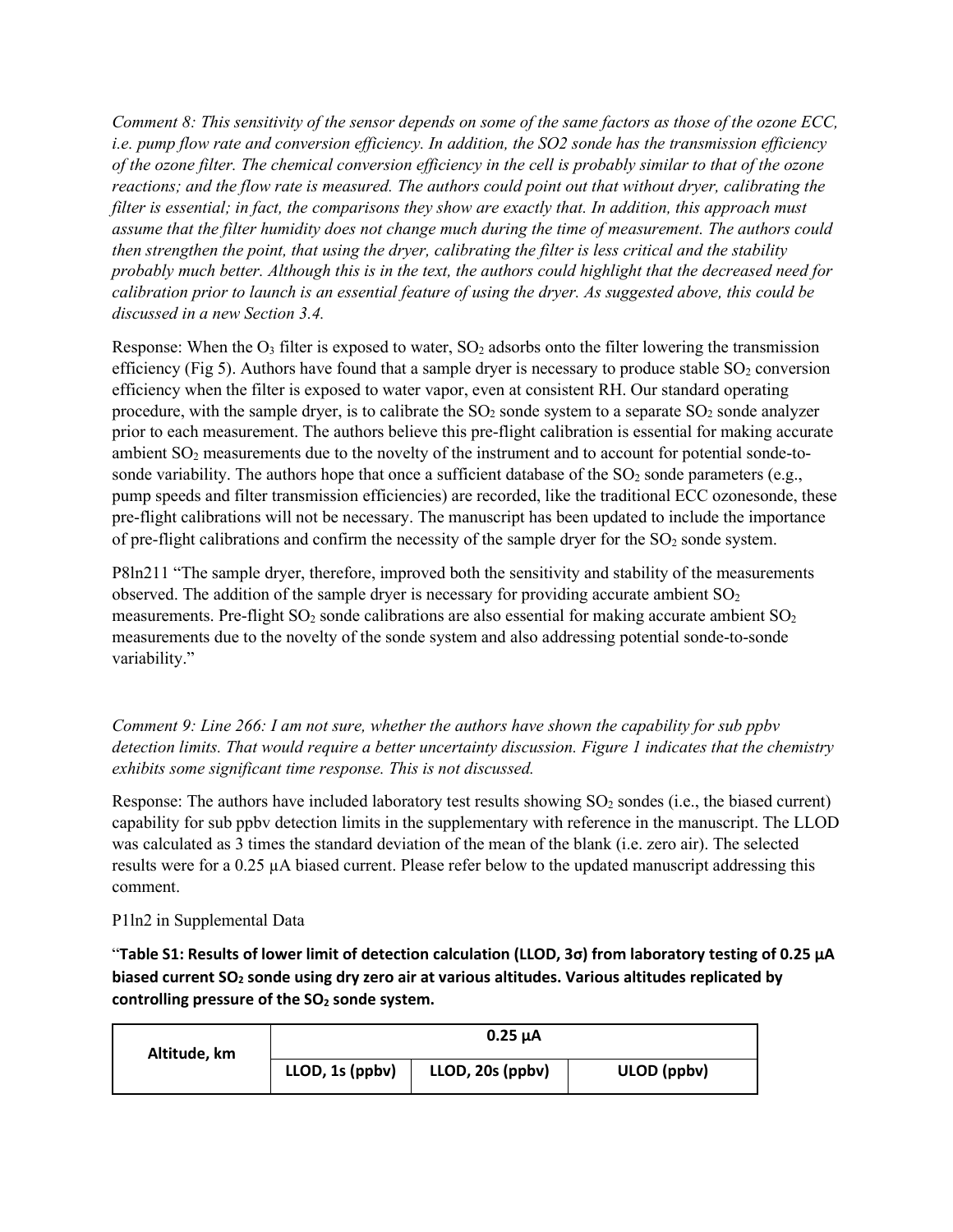*Comment 8: This sensitivity of the sensor depends on some of the same factors as those of the ozone ECC, i.e. pump flow rate and conversion efficiency. In addition, the SO2 sonde has the transmission efficiency of the ozone filter. The chemical conversion efficiency in the cell is probably similar to that of the ozone reactions; and the flow rate is measured. The authors could point out that without dryer, calibrating the filter is essential; in fact, the comparisons they show are exactly that. In addition, this approach must assume that the filter humidity does not change much during the time of measurement. The authors could then strengthen the point, that using the dryer, calibrating the filter is less critical and the stability probably much better. Although this is in the text, the authors could highlight that the decreased need for calibration prior to launch is an essential feature of using the dryer. As suggested above, this could be discussed in a new Section 3.4.*

Response: When the $O_3$ filter is exposed to water, $SO_2$ adsorbs onto the filter lowering the transmission efficiency (Fig 5). Authors have found that a sample dryer is necessary to produce stable $SO_2$ conversion efficiency when the filter is exposed to water vapor, even at consistent RH. Our standard operating procedure, with the sample dryer, is to calibrate the $SO_2$ sonde system to a separate $SO_2$ sonde analyzer prior to each measurement. The authors believe this pre-flight calibration is essential for making accurate ambient $SO_2$ measurements due to the novelty of the instrument and to account for potential sonde-to-sonde variability. The authors hope that once a sufficient database of the $SO_2$ sonde parameters (e.g., pump speeds and filter transmission efficiencies) are recorded, like the traditional ECC ozonesonde, these pre-flight calibrations will not be necessary. The manuscript has been updated to include the importance of pre-flight calibrations and confirm the necessity of the sample dryer for the $SO_2$ sonde system.

P8ln211 "The sample dryer, therefore, improved both the sensitivity and stability of the measurements observed. The addition of the sample dryer is necessary for providing accurate ambient $SO_2$ measurements. Pre-flight $SO_2$ sonde calibrations are also essential for making accurate ambient $SO_2$ measurements due to the novelty of the sonde system and also addressing potential sonde-to-sonde variability."

*Comment 9: Line 266: I am not sure, whether the authors have shown the capability for sub ppbv detection limits. That would require a better uncertainty discussion. Figure 1 indicates that the chemistry exhibits some significant time response. This is not discussed.*

Response: The authors have included laboratory test results showing $SO_2$ sondes (i.e., the biased current) capability for sub ppbv detection limits in the supplementary with reference in the manuscript. The LLOD was calculated as 3 times the standard deviation of the mean of the blank (i.e. zero air). The selected results were for a 0.25 µA biased current. Please refer below to the updated manuscript addressing this comment.

P1ln2 in Supplemental Data

"**Table S1: Results of lower limit of detection calculation (LLOD, 3σ) from laboratory testing of 0.25 µA biased current $SO_2$ sonde using dry zero air at various altitudes. Various altitudes replicated by controlling pressure of the $SO_2$ sonde system.**

| Altitude, km | 0.25 µA | | |
|---|---|---|---|
| | LLOD, 1s (ppbv) | LLOD, 20s (ppbv) | ULOD (ppbv) |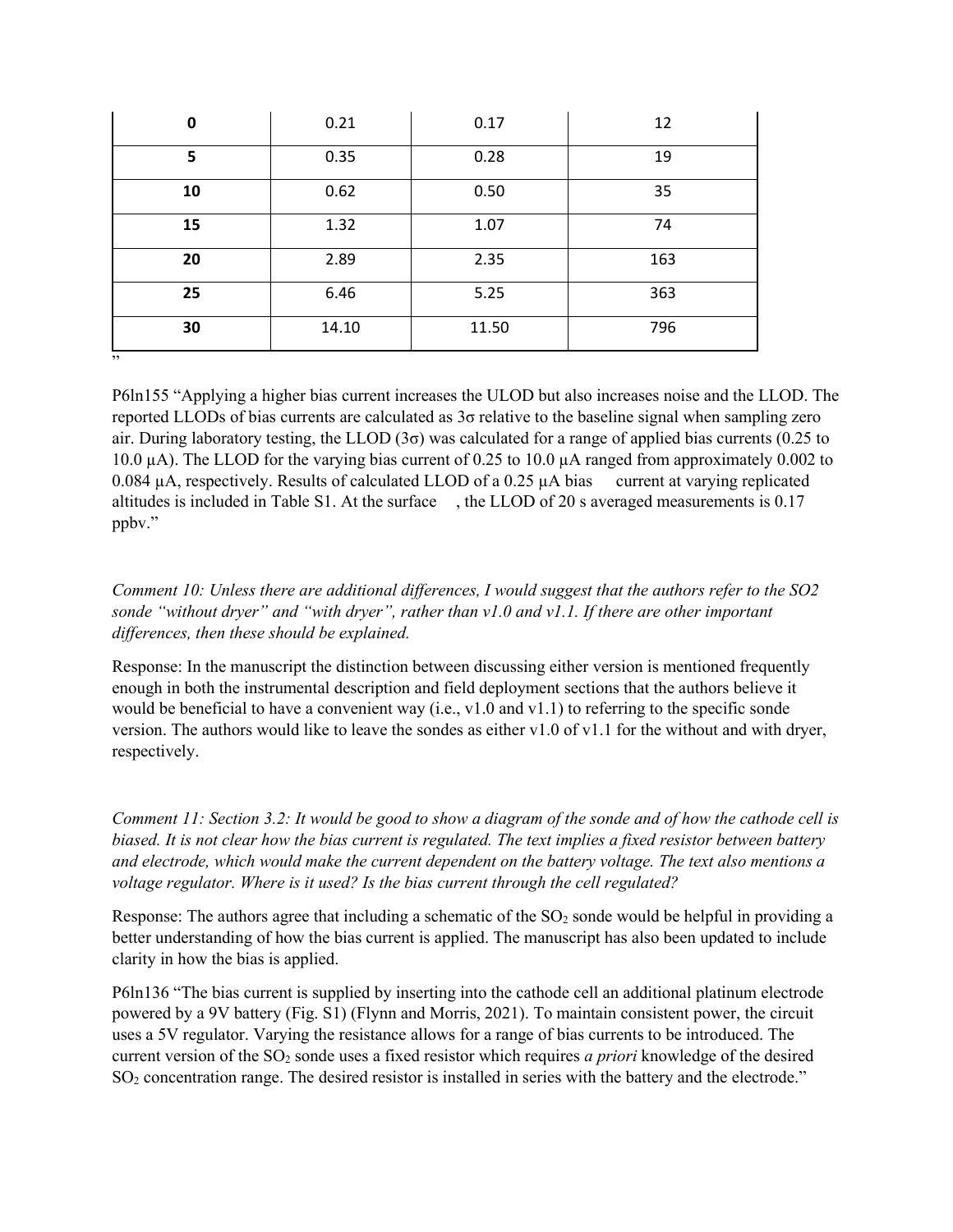| **0** | 0.21 | 0.17 | 12 |
|---|---|---|---|
| **5** | 0.35 | 0.28 | 19 |
| **10** | 0.62 | 0.50 | 35 |
| **15** | 1.32 | 1.07 | 74 |
| **20** | 2.89 | 2.35 | 163 |
| **25** | 6.46 | 5.25 | 363 |
| **30** | 14.10 | 11.50 | 796 |

"

P6ln155 "Applying a higher bias current increases the ULOD but also increases noise and the LLOD. The reported LLODs of bias currents are calculated as 3σ relative to the baseline signal when sampling zero air. During laboratory testing, the LLOD (3σ) was calculated for a range of applied bias currents (0.25 to 10.0 µA). The LLOD for the varying bias current of 0.25 to 10.0 µA ranged from approximately 0.002 to 0.084 µA, respectively. Results of calculated LLOD of a 0.25 µA bias current at varying replicated altitudes is included in Table S1. At the surface, the LLOD of 20 s averaged measurements is 0.17 ppbv."

*Comment 10: Unless there are additional differences, I would suggest that the authors refer to the SO2 sonde "without dryer" and "with dryer", rather than v1.0 and v1.1. If there are other important differences, then these should be explained.*

Response: In the manuscript the distinction between discussing either version is mentioned frequently enough in both the instrumental description and field deployment sections that the authors believe it would be beneficial to have a convenient way (i.e., v1.0 and v1.1) to referring to the specific sonde version. The authors would like to leave the sondes as either v1.0 of v1.1 for the without and with dryer, respectively.

*Comment 11: Section 3.2: It would be good to show a diagram of the sonde and of how the cathode cell is biased. It is not clear how the bias current is regulated. The text implies a fixed resistor between battery and electrode, which would make the current dependent on the battery voltage. The text also mentions a voltage regulator. Where is it used? Is the bias current through the cell regulated?*

Response: The authors agree that including a schematic of the $SO_2$ sonde would be helpful in providing a better understanding of how the bias current is applied. The manuscript has also been updated to include clarity in how the bias is applied.

P6ln136 "The bias current is supplied by inserting into the cathode cell an additional platinum electrode powered by a 9V battery (Fig. S1) (Flynn and Morris, 2021). To maintain consistent power, the circuit uses a 5V regulator. Varying the resistance allows for a range of bias currents to be introduced. The current version of the $SO_2$ sonde uses a fixed resistor which requires *a priori* knowledge of the desired $SO_2$ concentration range. The desired resistor is installed in series with the battery and the electrode."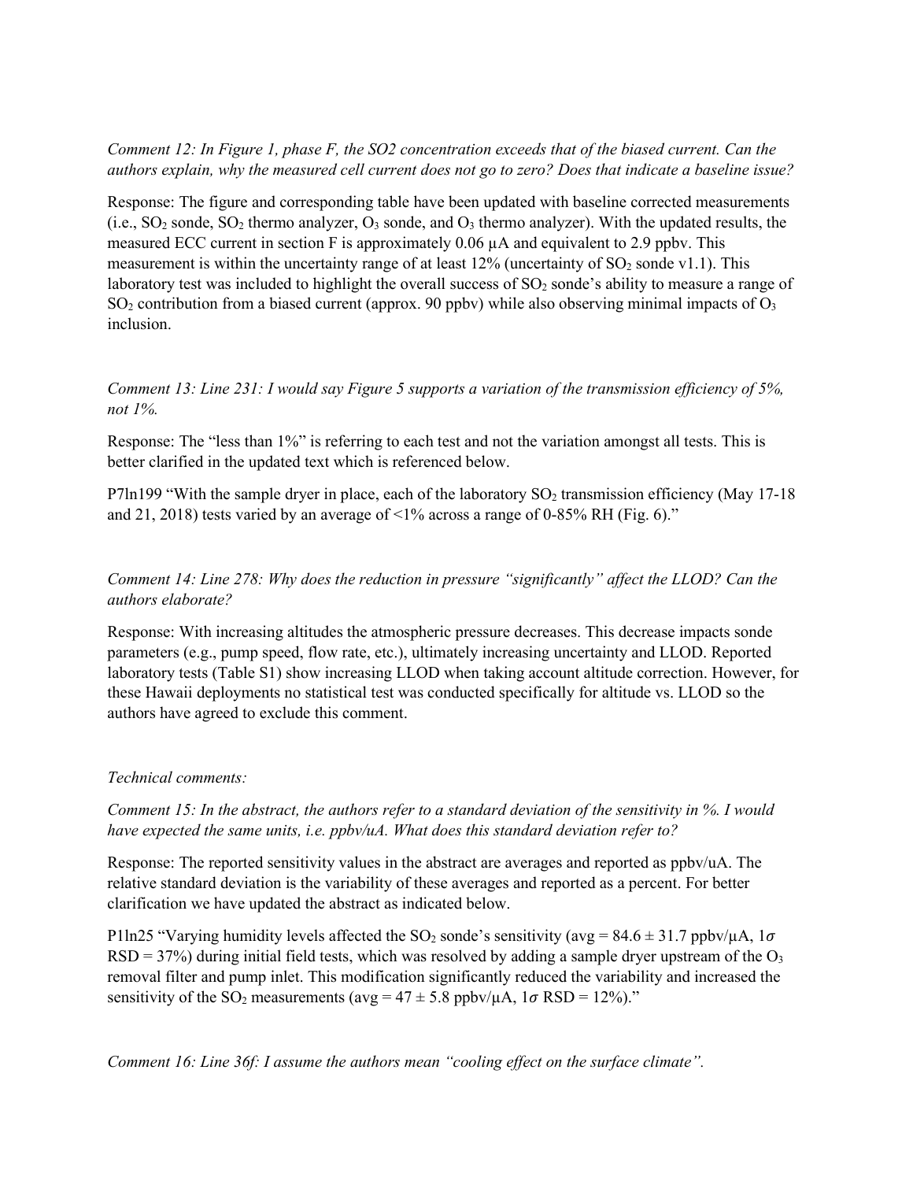*Comment 12: In Figure 1, phase F, the SO2 concentration exceeds that of the biased current. Can the authors explain, why the measured cell current does not go to zero? Does that indicate a baseline issue?*

Response: The figure and corresponding table have been updated with baseline corrected measurements (i.e., $SO_2$ sonde, $SO_2$ thermo analyzer, $O_3$ sonde, and $O_3$ thermo analyzer). With the updated results, the measured ECC current in section F is approximately 0.06 µA and equivalent to 2.9 ppbv. This measurement is within the uncertainty range of at least 12% (uncertainty of $SO_2$ sonde v1.1). This laboratory test was included to highlight the overall success of $SO_2$ sonde's ability to measure a range of $SO_2$ contribution from a biased current (approx. 90 ppbv) while also observing minimal impacts of $O_3$ inclusion.

*Comment 13: Line 231: I would say Figure 5 supports a variation of the transmission efficiency of 5%, not 1%.*

Response: The "less than 1%" is referring to each test and not the variation amongst all tests. This is better clarified in the updated text which is referenced below.

P7ln199 "With the sample dryer in place, each of the laboratory $SO_2$ transmission efficiency (May 17-18 and 21, 2018) tests varied by an average of <1% across a range of 0-85% RH (Fig. 6)."

*Comment 14: Line 278: Why does the reduction in pressure "significantly" affect the LLOD? Can the authors elaborate?*

Response: With increasing altitudes the atmospheric pressure decreases. This decrease impacts sonde parameters (e.g., pump speed, flow rate, etc.), ultimately increasing uncertainty and LLOD. Reported laboratory tests (Table S1) show increasing LLOD when taking account altitude correction. However, for these Hawaii deployments no statistical test was conducted specifically for altitude vs. LLOD so the authors have agreed to exclude this comment.

*Technical comments:*

*Comment 15: In the abstract, the authors refer to a standard deviation of the sensitivity in %. I would have expected the same units, i.e. ppbv/uA. What does this standard deviation refer to?*

Response: The reported sensitivity values in the abstract are averages and reported as ppbv/uA. The relative standard deviation is the variability of these averages and reported as a percent. For better clarification we have updated the abstract as indicated below.

P1ln25 "Varying humidity levels affected the $SO_2$ sonde's sensitivity (avg = 84.6 ± 31.7 ppbv/µA, $1\sigma$ RSD = 37%) during initial field tests, which was resolved by adding a sample dryer upstream of the $O_3$ removal filter and pump inlet. This modification significantly reduced the variability and increased the sensitivity of the $SO_2$ measurements (avg = 47 ± 5.8 ppbv/µA, $1\sigma$ RSD = 12%)."

*Comment 16: Line 36f: I assume the authors mean "cooling effect on the surface climate".*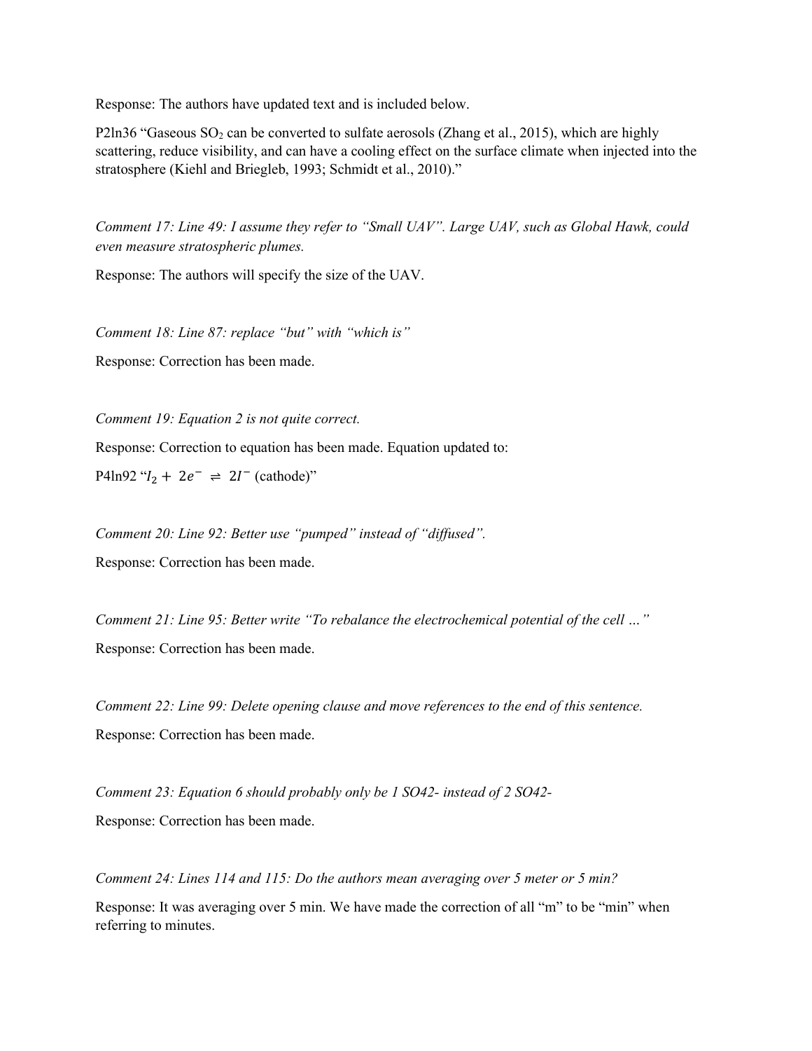Response: The authors have updated text and is included below.

P2ln36 "Gaseous $SO_2$ can be converted to sulfate aerosols (Zhang et al., 2015), which are highly scattering, reduce visibility, and can have a cooling effect on the surface climate when injected into the stratosphere (Kiehl and Briegleb, 1993; Schmidt et al., 2010)."

*Comment 17: Line 49: I assume they refer to "Small UAV". Large UAV, such as Global Hawk, could even measure stratospheric plumes.*

Response: The authors will specify the size of the UAV.

*Comment 18: Line 87: replace "but" with "which is"*

Response: Correction has been made.

*Comment 19: Equation 2 is not quite correct.*

Response: Correction to equation has been made. Equation updated to:

P4ln92 "$I_2 + 2e^- \rightleftharpoons 2I^-$ (cathode)"

*Comment 20: Line 92: Better use "pumped" instead of "diffused".*

Response: Correction has been made.

*Comment 21: Line 95: Better write "To rebalance the electrochemical potential of the cell …"*

Response: Correction has been made.

*Comment 22: Line 99: Delete opening clause and move references to the end of this sentence.*

Response: Correction has been made.

*Comment 23: Equation 6 should probably only be 1 SO42- instead of 2 SO42-*

Response: Correction has been made.

*Comment 24: Lines 114 and 115: Do the authors mean averaging over 5 meter or 5 min?*

Response: It was averaging over 5 min. We have made the correction of all "m" to be "min" when referring to minutes.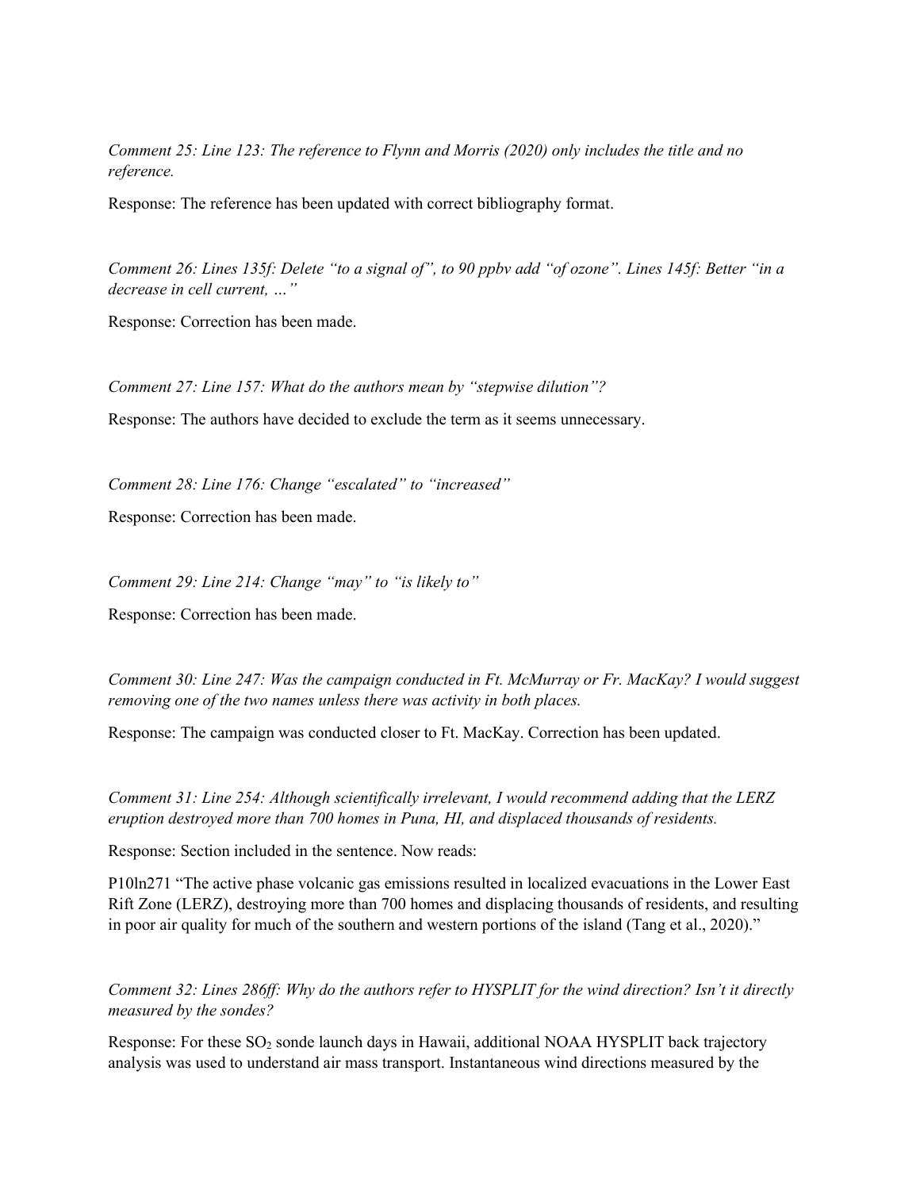*Comment 25: Line 123: The reference to Flynn and Morris (2020) only includes the title and no reference.*

Response: The reference has been updated with correct bibliography format.

*Comment 26: Lines 135f: Delete "to a signal of", to 90 ppbv add "of ozone". Lines 145f: Better "in a decrease in cell current, …"*

Response: Correction has been made.

*Comment 27: Line 157: What do the authors mean by "stepwise dilution"?*

Response: The authors have decided to exclude the term as it seems unnecessary.

*Comment 28: Line 176: Change "escalated" to "increased"*

Response: Correction has been made.

*Comment 29: Line 214: Change "may" to "is likely to"*

Response: Correction has been made.

*Comment 30: Line 247: Was the campaign conducted in Ft. McMurray or Fr. MacKay? I would suggest removing one of the two names unless there was activity in both places.*

Response: The campaign was conducted closer to Ft. MacKay. Correction has been updated.

*Comment 31: Line 254: Although scientifically irrelevant, I would recommend adding that the LERZ eruption destroyed more than 700 homes in Puna, HI, and displaced thousands of residents.*

Response: Section included in the sentence. Now reads:

P10ln271 "The active phase volcanic gas emissions resulted in localized evacuations in the Lower East Rift Zone (LERZ), destroying more than 700 homes and displacing thousands of residents, and resulting in poor air quality for much of the southern and western portions of the island (Tang et al., 2020)."

*Comment 32: Lines 286ff: Why do the authors refer to HYSPLIT for the wind direction? Isn't it directly measured by the sondes?*

Response: For these $SO_2$ sonde launch days in Hawaii, additional NOAA HYSPLIT back trajectory analysis was used to understand air mass transport. Instantaneous wind directions measured by the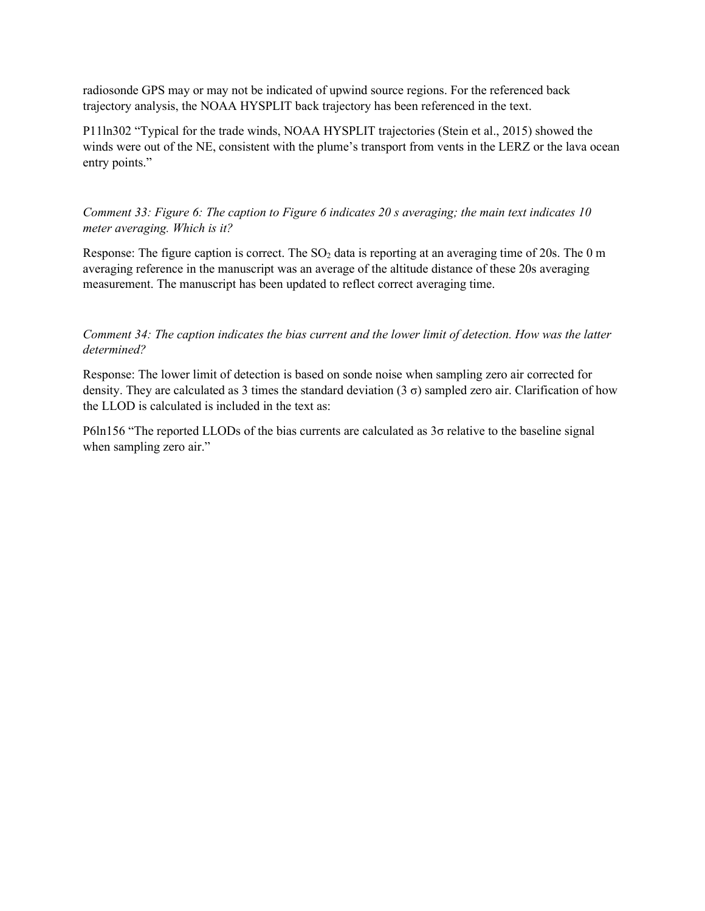radiosonde GPS may or may not be indicated of upwind source regions. For the referenced back trajectory analysis, the NOAA HYSPLIT back trajectory has been referenced in the text.

P11ln302 "Typical for the trade winds, NOAA HYSPLIT trajectories (Stein et al., 2015) showed the winds were out of the NE, consistent with the plume's transport from vents in the LERZ or the lava ocean entry points."

*Comment 33: Figure 6: The caption to Figure 6 indicates 20 s averaging; the main text indicates 10 meter averaging. Which is it?*

Response: The figure caption is correct. The $SO_2$ data is reporting at an averaging time of 20s. The 0 m averaging reference in the manuscript was an average of the altitude distance of these 20s averaging measurement. The manuscript has been updated to reflect correct averaging time.

*Comment 34: The caption indicates the bias current and the lower limit of detection. How was the latter determined?*

Response: The lower limit of detection is based on sonde noise when sampling zero air corrected for density. They are calculated as 3 times the standard deviation ($3\ \sigma$) sampled zero air. Clarification of how the LLOD is calculated is included in the text as:

P6ln156 "The reported LLODs of the bias currents are calculated as $3\sigma$ relative to the baseline signal when sampling zero air."